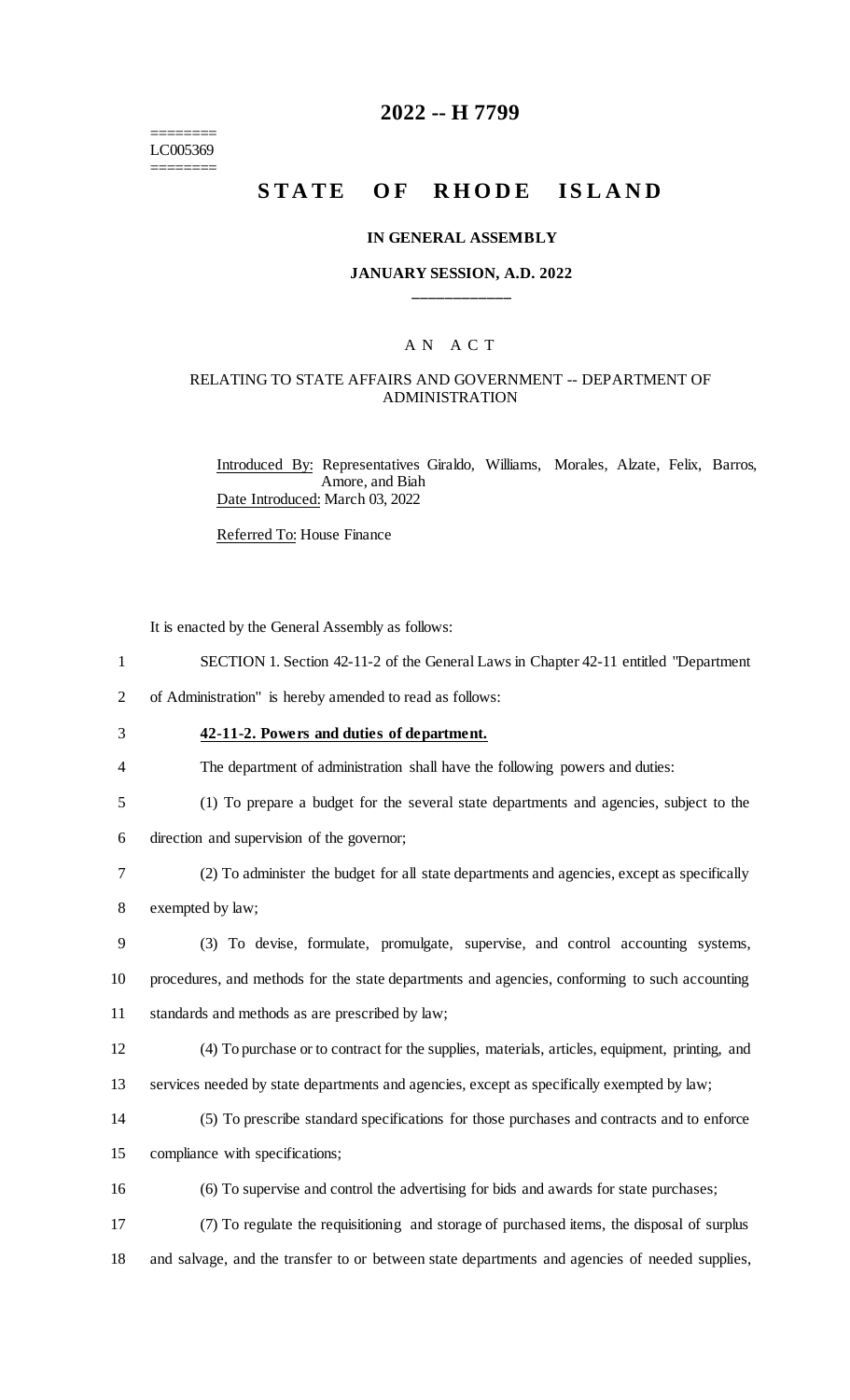========
LC005369
========

# 2022 -- H 7799

# STATE OF RHODE ISLAND

**IN GENERAL ASSEMBLY**

**JANUARY SESSION, A.D. 2022**

____________

A N A C T

RELATING TO STATE AFFAIRS AND GOVERNMENT -- DEPARTMENT OF ADMINISTRATION

Introduced By: Representatives Giraldo, Williams, Morales, Alzate, Felix, Barros, Amore, and Biah

Date Introduced: March 03, 2022

Referred To: House Finance

It is enacted by the General Assembly as follows:

1 SECTION 1. Section 42-11-2 of the General Laws in Chapter 42-11 entitled "Department
2 of Administration" is hereby amended to read as follows:

3 **42-11-2. Powers and duties of department.**

4 The department of administration shall have the following powers and duties:

5 (1) To prepare a budget for the several state departments and agencies, subject to the
6 direction and supervision of the governor;

7 (2) To administer the budget for all state departments and agencies, except as specifically
8 exempted by law;

9 (3) To devise, formulate, promulgate, supervise, and control accounting systems,
10 procedures, and methods for the state departments and agencies, conforming to such accounting
11 standards and methods as are prescribed by law;

12 (4) To purchase or to contract for the supplies, materials, articles, equipment, printing, and
13 services needed by state departments and agencies, except as specifically exempted by law;

14 (5) To prescribe standard specifications for those purchases and contracts and to enforce
15 compliance with specifications;

16 (6) To supervise and control the advertising for bids and awards for state purchases;

17 (7) To regulate the requisitioning and storage of purchased items, the disposal of surplus
18 and salvage, and the transfer to or between state departments and agencies of needed supplies,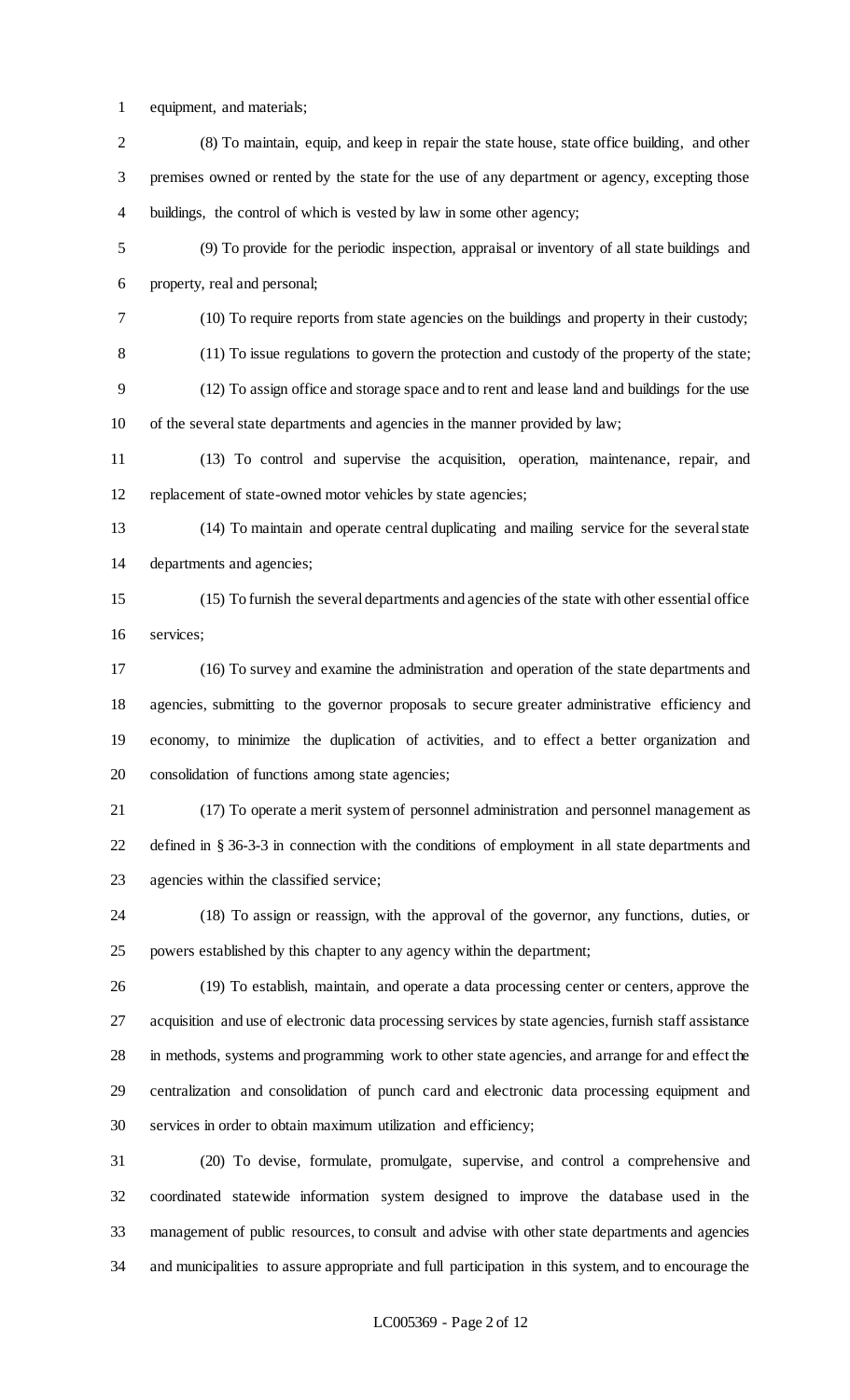equipment, and materials;

(8) To maintain, equip, and keep in repair the state house, state office building, and other premises owned or rented by the state for the use of any department or agency, excepting those buildings, the control of which is vested by law in some other agency;

(9) To provide for the periodic inspection, appraisal or inventory of all state buildings and property, real and personal;

(10) To require reports from state agencies on the buildings and property in their custody;

(11) To issue regulations to govern the protection and custody of the property of the state;

(12) To assign office and storage space and to rent and lease land and buildings for the use of the several state departments and agencies in the manner provided by law;

(13) To control and supervise the acquisition, operation, maintenance, repair, and replacement of state-owned motor vehicles by state agencies;

(14) To maintain and operate central duplicating and mailing service for the several state departments and agencies;

(15) To furnish the several departments and agencies of the state with other essential office services;

(16) To survey and examine the administration and operation of the state departments and agencies, submitting to the governor proposals to secure greater administrative efficiency and economy, to minimize the duplication of activities, and to effect a better organization and consolidation of functions among state agencies;

(17) To operate a merit system of personnel administration and personnel management as defined in § 36-3-3 in connection with the conditions of employment in all state departments and agencies within the classified service;

(18) To assign or reassign, with the approval of the governor, any functions, duties, or powers established by this chapter to any agency within the department;

(19) To establish, maintain, and operate a data processing center or centers, approve the acquisition and use of electronic data processing services by state agencies, furnish staff assistance in methods, systems and programming work to other state agencies, and arrange for and effect the centralization and consolidation of punch card and electronic data processing equipment and services in order to obtain maximum utilization and efficiency;

(20) To devise, formulate, promulgate, supervise, and control a comprehensive and coordinated statewide information system designed to improve the database used in the management of public resources, to consult and advise with other state departments and agencies and municipalities to assure appropriate and full participation in this system, and to encourage the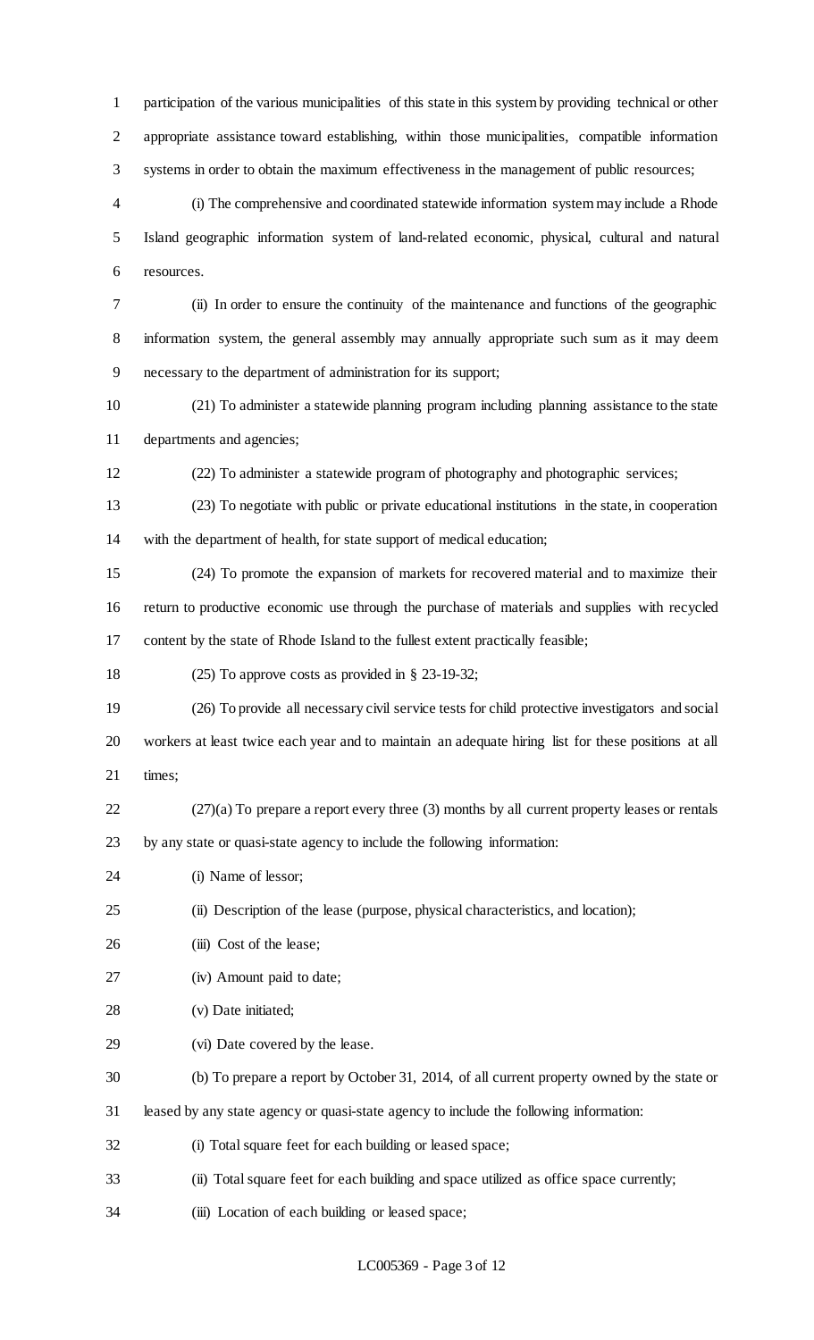participation of the various municipalities of this state in this system by providing technical or other appropriate assistance toward establishing, within those municipalities, compatible information systems in order to obtain the maximum effectiveness in the management of public resources;

(i) The comprehensive and coordinated statewide information system may include a Rhode Island geographic information system of land-related economic, physical, cultural and natural resources.

(ii) In order to ensure the continuity of the maintenance and functions of the geographic information system, the general assembly may annually appropriate such sum as it may deem necessary to the department of administration for its support;

(21) To administer a statewide planning program including planning assistance to the state departments and agencies;

(22) To administer a statewide program of photography and photographic services;

(23) To negotiate with public or private educational institutions in the state, in cooperation with the department of health, for state support of medical education;

(24) To promote the expansion of markets for recovered material and to maximize their return to productive economic use through the purchase of materials and supplies with recycled content by the state of Rhode Island to the fullest extent practically feasible;

(25) To approve costs as provided in § 23-19-32;

(26) To provide all necessary civil service tests for child protective investigators and social workers at least twice each year and to maintain an adequate hiring list for these positions at all times;

(27)(a) To prepare a report every three (3) months by all current property leases or rentals by any state or quasi-state agency to include the following information:

(i) Name of lessor;

(ii) Description of the lease (purpose, physical characteristics, and location);

(iii) Cost of the lease;

(iv) Amount paid to date;

(v) Date initiated;

(vi) Date covered by the lease.

(b) To prepare a report by October 31, 2014, of all current property owned by the state or leased by any state agency or quasi-state agency to include the following information:

(i) Total square feet for each building or leased space;

(ii) Total square feet for each building and space utilized as office space currently;

(iii) Location of each building or leased space;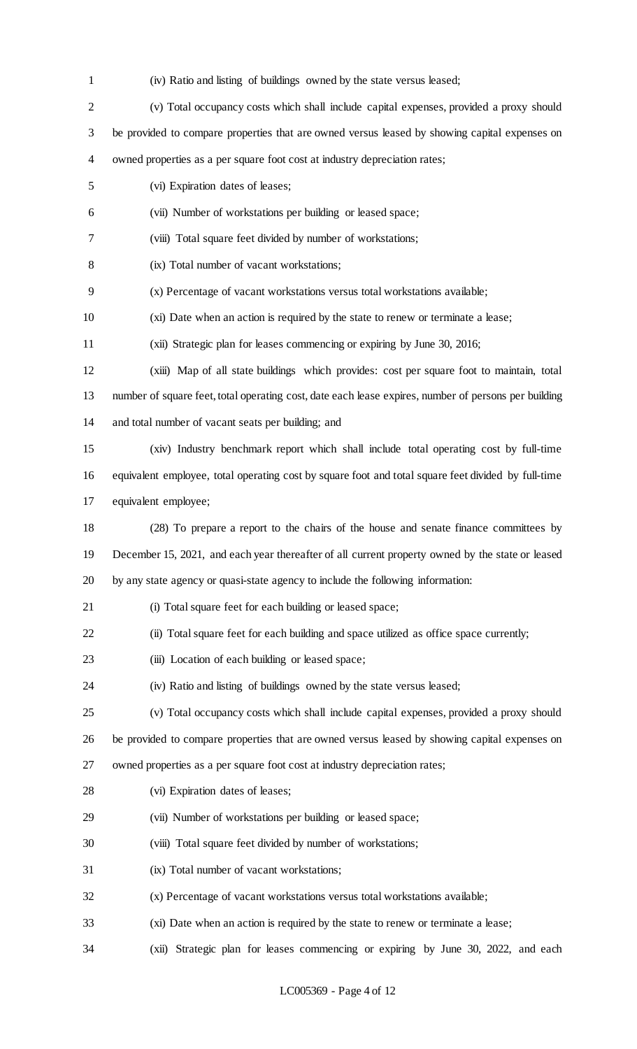(iv) Ratio and listing of buildings owned by the state versus leased;

(v) Total occupancy costs which shall include capital expenses, provided a proxy should be provided to compare properties that are owned versus leased by showing capital expenses on owned properties as a per square foot cost at industry depreciation rates;

(vi) Expiration dates of leases;

(vii) Number of workstations per building or leased space;

(viii) Total square feet divided by number of workstations;

(ix) Total number of vacant workstations;

(x) Percentage of vacant workstations versus total workstations available;

(xi) Date when an action is required by the state to renew or terminate a lease;

(xii) Strategic plan for leases commencing or expiring by June 30, 2016;

(xiii) Map of all state buildings which provides: cost per square foot to maintain, total number of square feet, total operating cost, date each lease expires, number of persons per building and total number of vacant seats per building; and

(xiv) Industry benchmark report which shall include total operating cost by full-time equivalent employee, total operating cost by square foot and total square feet divided by full-time equivalent employee;

(28) To prepare a report to the chairs of the house and senate finance committees by December 15, 2021, and each year thereafter of all current property owned by the state or leased by any state agency or quasi-state agency to include the following information:

(i) Total square feet for each building or leased space;

(ii) Total square feet for each building and space utilized as office space currently;

(iii) Location of each building or leased space;

(iv) Ratio and listing of buildings owned by the state versus leased;

(v) Total occupancy costs which shall include capital expenses, provided a proxy should be provided to compare properties that are owned versus leased by showing capital expenses on owned properties as a per square foot cost at industry depreciation rates;

(vi) Expiration dates of leases;

(vii) Number of workstations per building or leased space;

(viii) Total square feet divided by number of workstations;

(ix) Total number of vacant workstations;

(x) Percentage of vacant workstations versus total workstations available;

(xi) Date when an action is required by the state to renew or terminate a lease;

(xii) Strategic plan for leases commencing or expiring by June 30, 2022, and each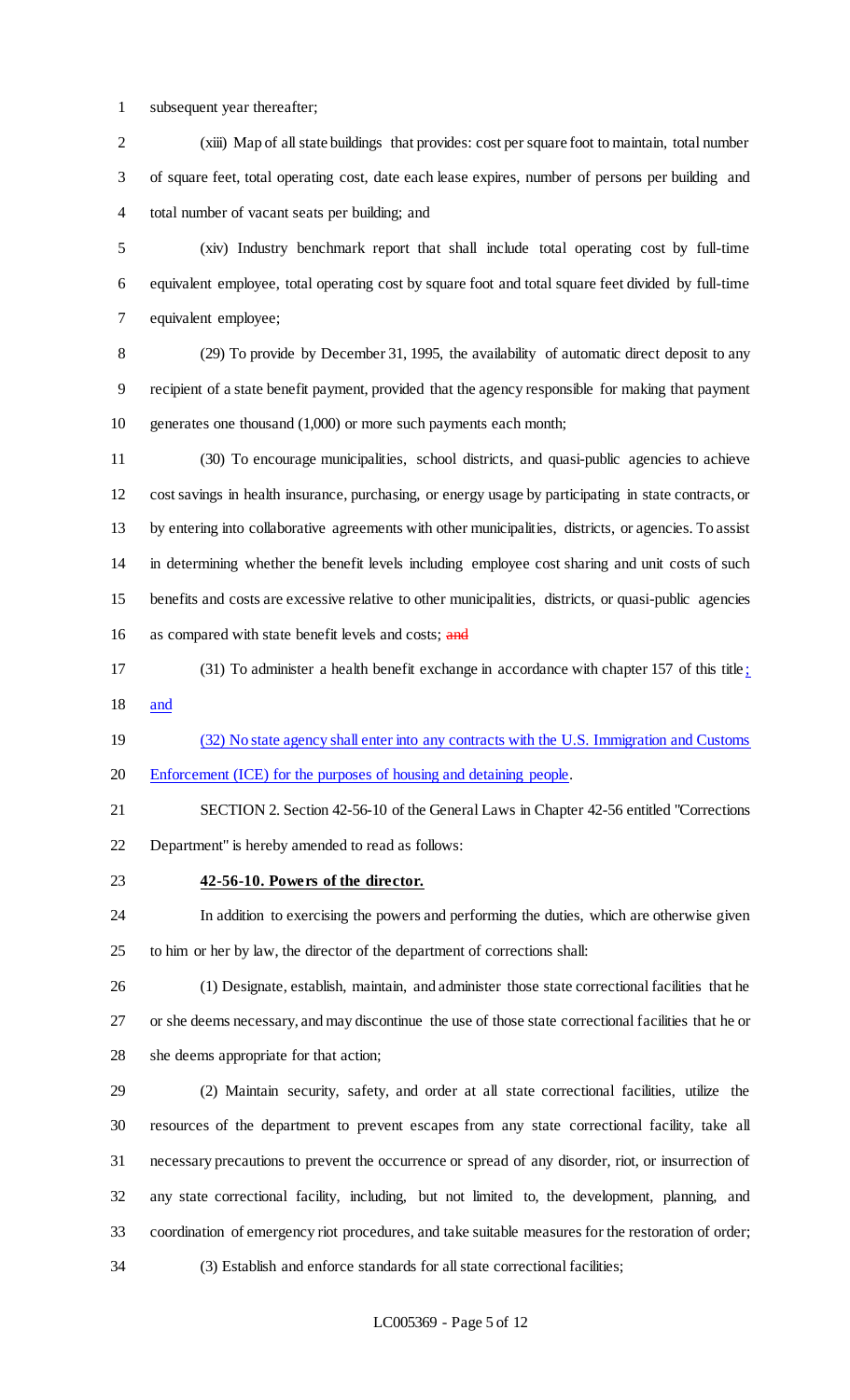subsequent year thereafter;

(xiii) Map of all state buildings that provides: cost per square foot to maintain, total number of square feet, total operating cost, date each lease expires, number of persons per building and total number of vacant seats per building; and

(xiv) Industry benchmark report that shall include total operating cost by full-time equivalent employee, total operating cost by square foot and total square feet divided by full-time equivalent employee;

(29) To provide by December 31, 1995, the availability of automatic direct deposit to any recipient of a state benefit payment, provided that the agency responsible for making that payment generates one thousand (1,000) or more such payments each month;

(30) To encourage municipalities, school districts, and quasi-public agencies to achieve cost savings in health insurance, purchasing, or energy usage by participating in state contracts, or by entering into collaborative agreements with other municipalities, districts, or agencies. To assist in determining whether the benefit levels including employee cost sharing and unit costs of such benefits and costs are excessive relative to other municipalities, districts, or quasi-public agencies as compared with state benefit levels and costs; ~~and~~

(31) To administer a health benefit exchange in accordance with chapter 157 of this title; and

(32) No state agency shall enter into any contracts with the U.S. Immigration and Customs Enforcement (ICE) for the purposes of housing and detaining people.

SECTION 2. Section 42-56-10 of the General Laws in Chapter 42-56 entitled "Corrections Department" is hereby amended to read as follows:

**42-56-10. Powers of the director.**

In addition to exercising the powers and performing the duties, which are otherwise given to him or her by law, the director of the department of corrections shall:

(1) Designate, establish, maintain, and administer those state correctional facilities that he or she deems necessary, and may discontinue the use of those state correctional facilities that he or she deems appropriate for that action;

(2) Maintain security, safety, and order at all state correctional facilities, utilize the resources of the department to prevent escapes from any state correctional facility, take all necessary precautions to prevent the occurrence or spread of any disorder, riot, or insurrection of any state correctional facility, including, but not limited to, the development, planning, and coordination of emergency riot procedures, and take suitable measures for the restoration of order;

(3) Establish and enforce standards for all state correctional facilities;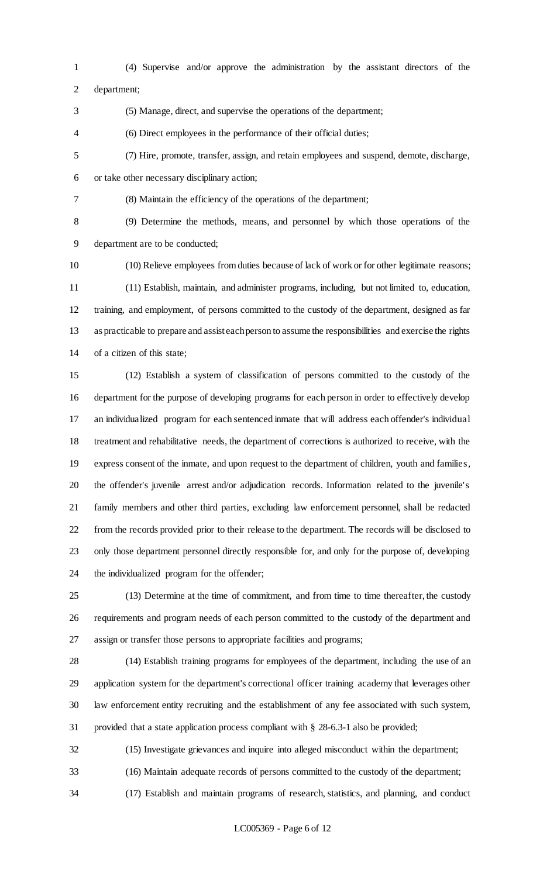(4) Supervise and/or approve the administration by the assistant directors of the department;

(5) Manage, direct, and supervise the operations of the department;

(6) Direct employees in the performance of their official duties;

(7) Hire, promote, transfer, assign, and retain employees and suspend, demote, discharge, or take other necessary disciplinary action;

(8) Maintain the efficiency of the operations of the department;

(9) Determine the methods, means, and personnel by which those operations of the department are to be conducted;

(10) Relieve employees from duties because of lack of work or for other legitimate reasons;

(11) Establish, maintain, and administer programs, including, but not limited to, education, training, and employment, of persons committed to the custody of the department, designed as far as practicable to prepare and assist each person to assume the responsibilities and exercise the rights of a citizen of this state;

(12) Establish a system of classification of persons committed to the custody of the department for the purpose of developing programs for each person in order to effectively develop an individualized program for each sentenced inmate that will address each offender's individual treatment and rehabilitative needs, the department of corrections is authorized to receive, with the express consent of the inmate, and upon request to the department of children, youth and families, the offender's juvenile arrest and/or adjudication records. Information related to the juvenile's family members and other third parties, excluding law enforcement personnel, shall be redacted from the records provided prior to their release to the department. The records will be disclosed to only those department personnel directly responsible for, and only for the purpose of, developing the individualized program for the offender;

(13) Determine at the time of commitment, and from time to time thereafter, the custody requirements and program needs of each person committed to the custody of the department and assign or transfer those persons to appropriate facilities and programs;

(14) Establish training programs for employees of the department, including the use of an application system for the department's correctional officer training academy that leverages other law enforcement entity recruiting and the establishment of any fee associated with such system, provided that a state application process compliant with § 28-6.3-1 also be provided;

(15) Investigate grievances and inquire into alleged misconduct within the department;

(16) Maintain adequate records of persons committed to the custody of the department;

(17) Establish and maintain programs of research, statistics, and planning, and conduct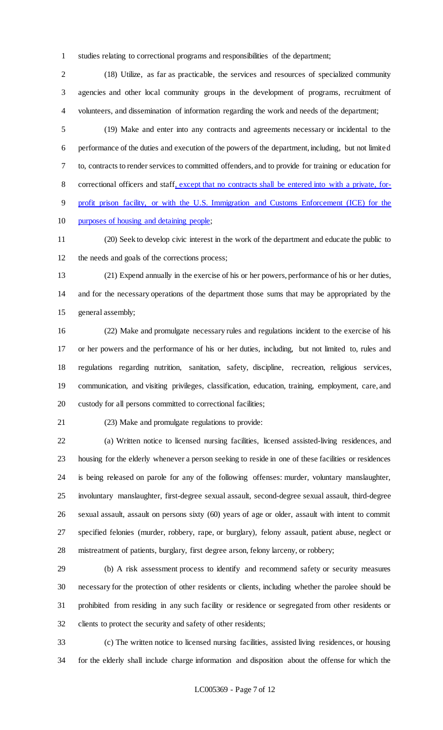studies relating to correctional programs and responsibilities of the department;

(18) Utilize, as far as practicable, the services and resources of specialized community agencies and other local community groups in the development of programs, recruitment of volunteers, and dissemination of information regarding the work and needs of the department;

(19) Make and enter into any contracts and agreements necessary or incidental to the performance of the duties and execution of the powers of the department, including, but not limited to, contracts to render services to committed offenders, and to provide for training or education for correctional officers and staff, except that no contracts shall be entered into with a private, for-profit prison facility, or with the U.S. Immigration and Customs Enforcement (ICE) for the purposes of housing and detaining people;

(20) Seek to develop civic interest in the work of the department and educate the public to the needs and goals of the corrections process;

(21) Expend annually in the exercise of his or her powers, performance of his or her duties, and for the necessary operations of the department those sums that may be appropriated by the general assembly;

(22) Make and promulgate necessary rules and regulations incident to the exercise of his or her powers and the performance of his or her duties, including, but not limited to, rules and regulations regarding nutrition, sanitation, safety, discipline, recreation, religious services, communication, and visiting privileges, classification, education, training, employment, care, and custody for all persons committed to correctional facilities;

(23) Make and promulgate regulations to provide:

(a) Written notice to licensed nursing facilities, licensed assisted-living residences, and housing for the elderly whenever a person seeking to reside in one of these facilities or residences is being released on parole for any of the following offenses: murder, voluntary manslaughter, involuntary manslaughter, first-degree sexual assault, second-degree sexual assault, third-degree sexual assault, assault on persons sixty (60) years of age or older, assault with intent to commit specified felonies (murder, robbery, rape, or burglary), felony assault, patient abuse, neglect or mistreatment of patients, burglary, first degree arson, felony larceny, or robbery;

(b) A risk assessment process to identify and recommend safety or security measures necessary for the protection of other residents or clients, including whether the parolee should be prohibited from residing in any such facility or residence or segregated from other residents or clients to protect the security and safety of other residents;

(c) The written notice to licensed nursing facilities, assisted living residences, or housing for the elderly shall include charge information and disposition about the offense for which the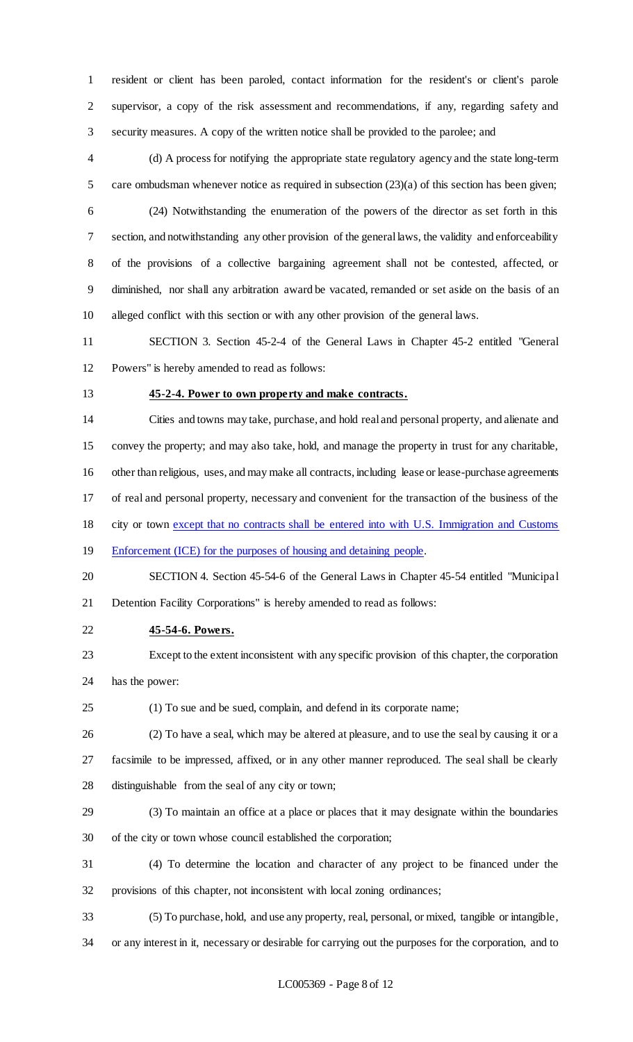resident or client has been paroled, contact information for the resident's or client's parole supervisor, a copy of the risk assessment and recommendations, if any, regarding safety and security measures. A copy of the written notice shall be provided to the parolee; and

(d) A process for notifying the appropriate state regulatory agency and the state long-term care ombudsman whenever notice as required in subsection (23)(a) of this section has been given;

(24) Notwithstanding the enumeration of the powers of the director as set forth in this section, and notwithstanding any other provision of the general laws, the validity and enforceability of the provisions of a collective bargaining agreement shall not be contested, affected, or diminished, nor shall any arbitration award be vacated, remanded or set aside on the basis of an alleged conflict with this section or with any other provision of the general laws.

SECTION 3. Section 45-2-4 of the General Laws in Chapter 45-2 entitled "General Powers" is hereby amended to read as follows:

**45-2-4. Power to own property and make contracts.**

Cities and towns may take, purchase, and hold real and personal property, and alienate and convey the property; and may also take, hold, and manage the property in trust for any charitable, other than religious, uses, and may make all contracts, including lease or lease-purchase agreements of real and personal property, necessary and convenient for the transaction of the business of the city or town except that no contracts shall be entered into with U.S. Immigration and Customs Enforcement (ICE) for the purposes of housing and detaining people.

SECTION 4. Section 45-54-6 of the General Laws in Chapter 45-54 entitled "Municipal Detention Facility Corporations" is hereby amended to read as follows:

**45-54-6. Powers.**

Except to the extent inconsistent with any specific provision of this chapter, the corporation has the power:

(1) To sue and be sued, complain, and defend in its corporate name;

(2) To have a seal, which may be altered at pleasure, and to use the seal by causing it or a facsimile to be impressed, affixed, or in any other manner reproduced. The seal shall be clearly distinguishable from the seal of any city or town;

(3) To maintain an office at a place or places that it may designate within the boundaries of the city or town whose council established the corporation;

(4) To determine the location and character of any project to be financed under the provisions of this chapter, not inconsistent with local zoning ordinances;

(5) To purchase, hold, and use any property, real, personal, or mixed, tangible or intangible, or any interest in it, necessary or desirable for carrying out the purposes for the corporation, and to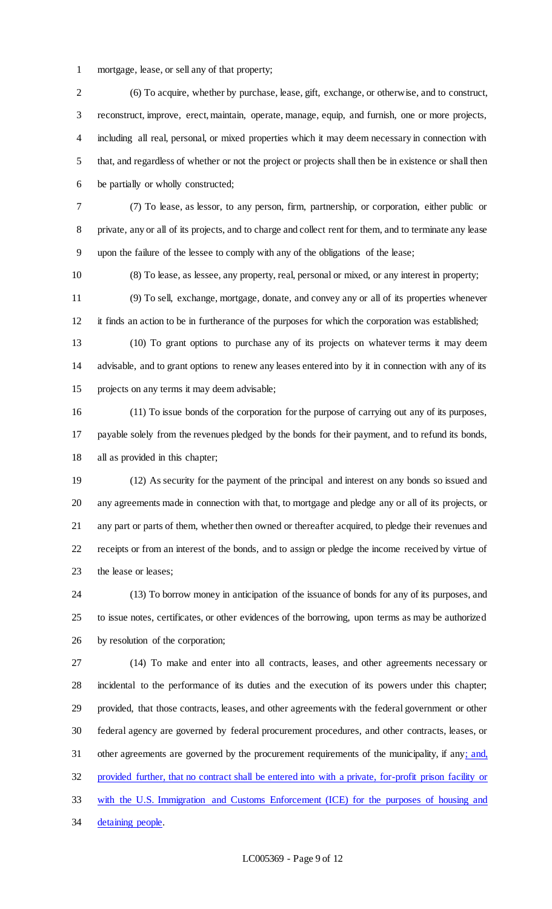mortgage, lease, or sell any of that property;

(6) To acquire, whether by purchase, lease, gift, exchange, or otherwise, and to construct, reconstruct, improve, erect, maintain, operate, manage, equip, and furnish, one or more projects, including all real, personal, or mixed properties which it may deem necessary in connection with that, and regardless of whether or not the project or projects shall then be in existence or shall then be partially or wholly constructed;

(7) To lease, as lessor, to any person, firm, partnership, or corporation, either public or private, any or all of its projects, and to charge and collect rent for them, and to terminate any lease upon the failure of the lessee to comply with any of the obligations of the lease;

(8) To lease, as lessee, any property, real, personal or mixed, or any interest in property;

(9) To sell, exchange, mortgage, donate, and convey any or all of its properties whenever it finds an action to be in furtherance of the purposes for which the corporation was established;

(10) To grant options to purchase any of its projects on whatever terms it may deem advisable, and to grant options to renew any leases entered into by it in connection with any of its projects on any terms it may deem advisable;

(11) To issue bonds of the corporation for the purpose of carrying out any of its purposes, payable solely from the revenues pledged by the bonds for their payment, and to refund its bonds, all as provided in this chapter;

(12) As security for the payment of the principal and interest on any bonds so issued and any agreements made in connection with that, to mortgage and pledge any or all of its projects, or any part or parts of them, whether then owned or thereafter acquired, to pledge their revenues and receipts or from an interest of the bonds, and to assign or pledge the income received by virtue of the lease or leases;

(13) To borrow money in anticipation of the issuance of bonds for any of its purposes, and to issue notes, certificates, or other evidences of the borrowing, upon terms as may be authorized by resolution of the corporation;

(14) To make and enter into all contracts, leases, and other agreements necessary or incidental to the performance of its duties and the execution of its powers under this chapter; provided, that those contracts, leases, and other agreements with the federal government or other federal agency are governed by federal procurement procedures, and other contracts, leases, or other agreements are governed by the procurement requirements of the municipality, if any; and, provided further, that no contract shall be entered into with a private, for-profit prison facility or with the U.S. Immigration and Customs Enforcement (ICE) for the purposes of housing and detaining people.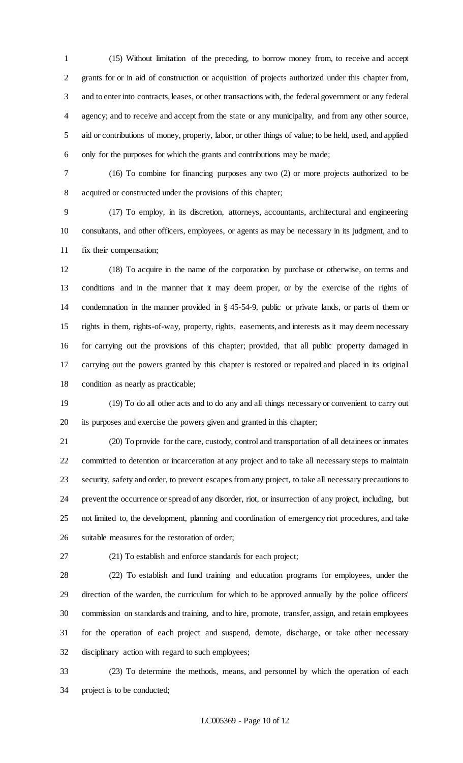(15) Without limitation of the preceding, to borrow money from, to receive and accept grants for or in aid of construction or acquisition of projects authorized under this chapter from, and to enter into contracts, leases, or other transactions with, the federal government or any federal agency; and to receive and accept from the state or any municipality, and from any other source, aid or contributions of money, property, labor, or other things of value; to be held, used, and applied only for the purposes for which the grants and contributions may be made;

(16) To combine for financing purposes any two (2) or more projects authorized to be acquired or constructed under the provisions of this chapter;

(17) To employ, in its discretion, attorneys, accountants, architectural and engineering consultants, and other officers, employees, or agents as may be necessary in its judgment, and to fix their compensation;

(18) To acquire in the name of the corporation by purchase or otherwise, on terms and conditions and in the manner that it may deem proper, or by the exercise of the rights of condemnation in the manner provided in § 45-54-9, public or private lands, or parts of them or rights in them, rights-of-way, property, rights, easements, and interests as it may deem necessary for carrying out the provisions of this chapter; provided, that all public property damaged in carrying out the powers granted by this chapter is restored or repaired and placed in its original condition as nearly as practicable;

(19) To do all other acts and to do any and all things necessary or convenient to carry out its purposes and exercise the powers given and granted in this chapter;

(20) To provide for the care, custody, control and transportation of all detainees or inmates committed to detention or incarceration at any project and to take all necessary steps to maintain security, safety and order, to prevent escapes from any project, to take all necessary precautions to prevent the occurrence or spread of any disorder, riot, or insurrection of any project, including, but not limited to, the development, planning and coordination of emergency riot procedures, and take suitable measures for the restoration of order;

(21) To establish and enforce standards for each project;

(22) To establish and fund training and education programs for employees, under the direction of the warden, the curriculum for which to be approved annually by the police officers' commission on standards and training, and to hire, promote, transfer, assign, and retain employees for the operation of each project and suspend, demote, discharge, or take other necessary disciplinary action with regard to such employees;

(23) To determine the methods, means, and personnel by which the operation of each project is to be conducted;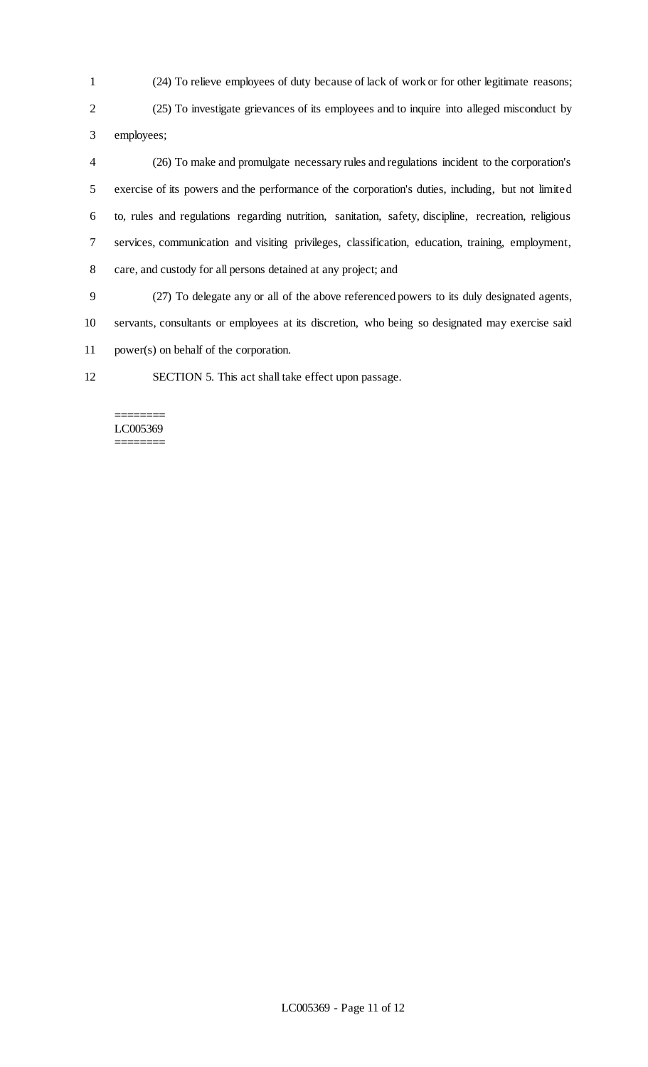(24) To relieve employees of duty because of lack of work or for other legitimate reasons;

(25) To investigate grievances of its employees and to inquire into alleged misconduct by employees;

(26) To make and promulgate necessary rules and regulations incident to the corporation's exercise of its powers and the performance of the corporation's duties, including, but not limited to, rules and regulations regarding nutrition, sanitation, safety, discipline, recreation, religious services, communication and visiting privileges, classification, education, training, employment, care, and custody for all persons detained at any project; and

(27) To delegate any or all of the above referenced powers to its duly designated agents, servants, consultants or employees at its discretion, who being so designated may exercise said power(s) on behalf of the corporation.

SECTION 5. This act shall take effect upon passage.

========
LC005369
========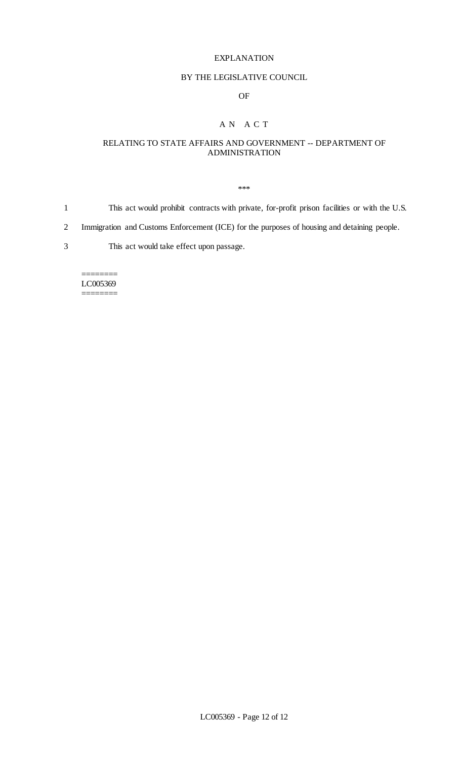EXPLANATION

BY THE LEGISLATIVE COUNCIL

OF

A N  A C T

RELATING TO STATE AFFAIRS AND GOVERNMENT -- DEPARTMENT OF ADMINISTRATION

***

1 This act would prohibit contracts with private, for-profit prison facilities or with the U.S.
2 Immigration and Customs Enforcement (ICE) for the purposes of housing and detaining people.
3 This act would take effect upon passage.

========
LC005369
========